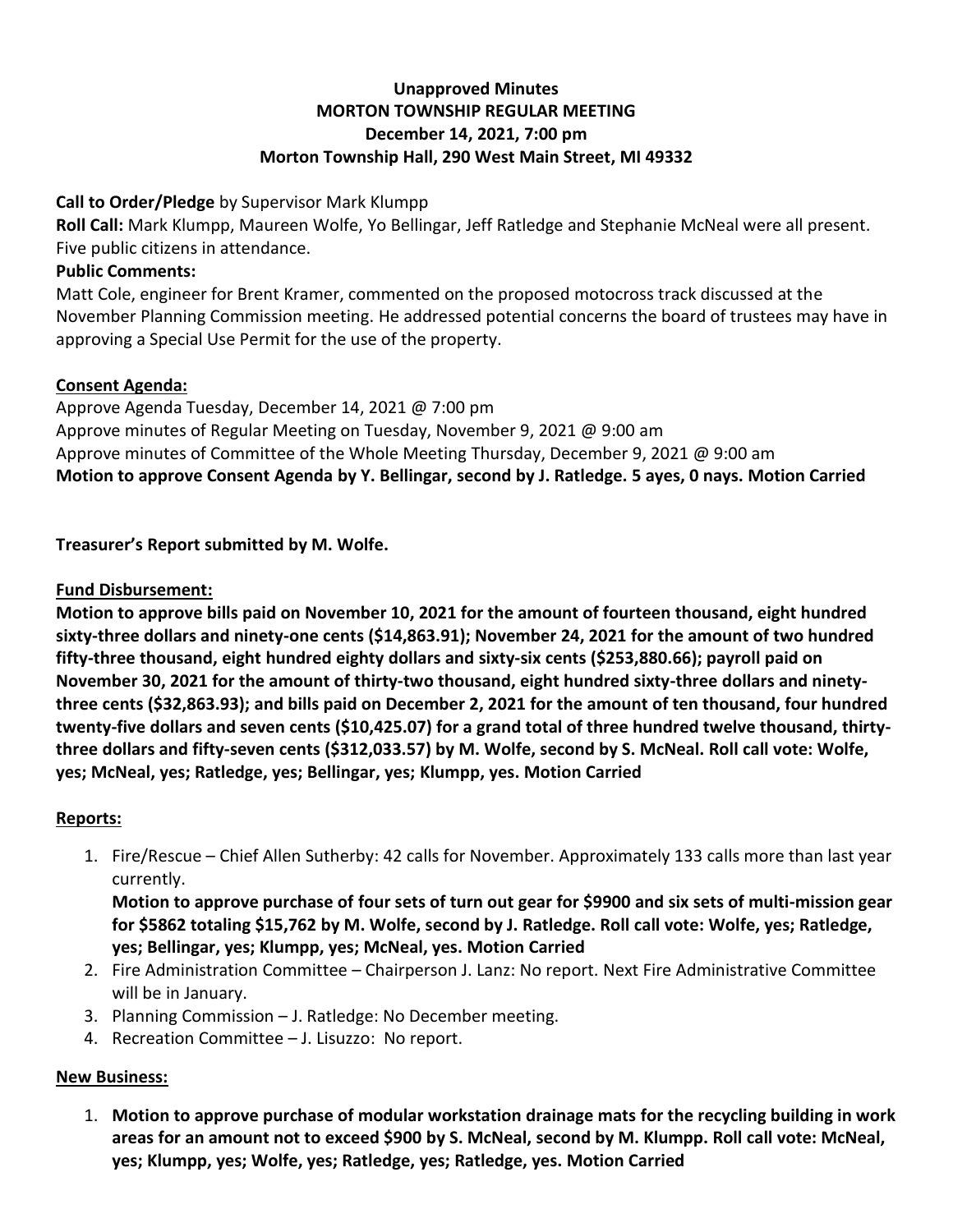**Unapproved Minutes**
**MORTON TOWNSHIP REGULAR MEETING**
**December 14, 2021, 7:00 pm**
**Morton Township Hall, 290 West Main Street, MI 49332**

**Call to Order/Pledge** by Supervisor Mark Klumpp

**Roll Call:** Mark Klumpp, Maureen Wolfe, Yo Bellingar, Jeff Ratledge and Stephanie McNeal were all present. Five public citizens in attendance.

**Public Comments:**

Matt Cole, engineer for Brent Kramer, commented on the proposed motocross track discussed at the November Planning Commission meeting. He addressed potential concerns the board of trustees may have in approving a Special Use Permit for the use of the property.

**Consent Agenda:**

Approve Agenda Tuesday, December 14, 2021 @ 7:00 pm
Approve minutes of Regular Meeting on Tuesday, November 9, 2021 @ 9:00 am
Approve minutes of Committee of the Whole Meeting Thursday, December 9, 2021 @ 9:00 am
**Motion to approve Consent Agenda by Y. Bellingar, second by J. Ratledge. 5 ayes, 0 nays. Motion Carried**

**Treasurer's Report submitted by M. Wolfe.**

**Fund Disbursement:**

**Motion to approve bills paid on November 10, 2021 for the amount of fourteen thousand, eight hundred sixty-three dollars and ninety-one cents ($14,863.91); November 24, 2021 for the amount of two hundred fifty-three thousand, eight hundred eighty dollars and sixty-six cents ($253,880.66); payroll paid on November 30, 2021 for the amount of thirty-two thousand, eight hundred sixty-three dollars and ninety-three cents ($32,863.93); and bills paid on December 2, 2021 for the amount of ten thousand, four hundred twenty-five dollars and seven cents ($10,425.07) for a grand total of three hundred twelve thousand, thirty-three dollars and fifty-seven cents ($312,033.57) by M. Wolfe, second by S. McNeal. Roll call vote: Wolfe, yes; McNeal, yes; Ratledge, yes; Bellingar, yes; Klumpp, yes. Motion Carried**

**Reports:**

1. Fire/Rescue – Chief Allen Sutherby: 42 calls for November. Approximately 133 calls more than last year currently.
   **Motion to approve purchase of four sets of turn out gear for $9900 and six sets of multi-mission gear for $5862 totaling $15,762 by M. Wolfe, second by J. Ratledge. Roll call vote: Wolfe, yes; Ratledge, yes; Bellingar, yes; Klumpp, yes; McNeal, yes. Motion Carried**
2. Fire Administration Committee – Chairperson J. Lanz: No report. Next Fire Administrative Committee will be in January.
3. Planning Commission – J. Ratledge: No December meeting.
4. Recreation Committee – J. Lisuzzo: No report.

**New Business:**

1. **Motion to approve purchase of modular workstation drainage mats for the recycling building in work areas for an amount not to exceed $900 by S. McNeal, second by M. Klumpp. Roll call vote: McNeal, yes; Klumpp, yes; Wolfe, yes; Ratledge, yes; Ratledge, yes. Motion Carried**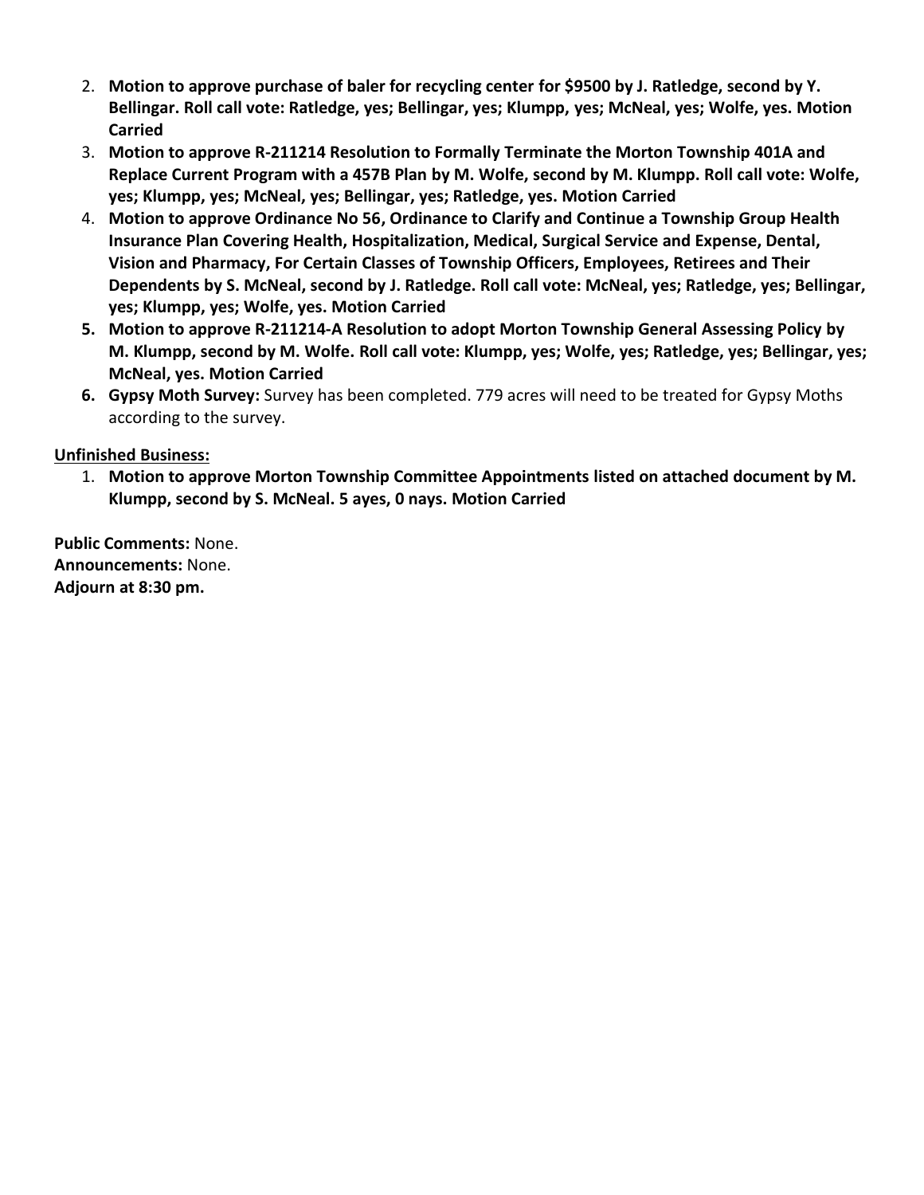2. **Motion to approve purchase of baler for recycling center for $9500 by J. Ratledge, second by Y. Bellingar. Roll call vote: Ratledge, yes; Bellingar, yes; Klumpp, yes; McNeal, yes; Wolfe, yes. Motion Carried**
3. **Motion to approve R-211214 Resolution to Formally Terminate the Morton Township 401A and Replace Current Program with a 457B Plan by M. Wolfe, second by M. Klumpp. Roll call vote: Wolfe, yes; Klumpp, yes; McNeal, yes; Bellingar, yes; Ratledge, yes. Motion Carried**
4. **Motion to approve Ordinance No 56, Ordinance to Clarify and Continue a Township Group Health Insurance Plan Covering Health, Hospitalization, Medical, Surgical Service and Expense, Dental, Vision and Pharmacy, For Certain Classes of Township Officers, Employees, Retirees and Their Dependents by S. McNeal, second by J. Ratledge. Roll call vote: McNeal, yes; Ratledge, yes; Bellingar, yes; Klumpp, yes; Wolfe, yes. Motion Carried**
5. **Motion to approve R-211214-A Resolution to adopt Morton Township General Assessing Policy by M. Klumpp, second by M. Wolfe. Roll call vote: Klumpp, yes; Wolfe, yes; Ratledge, yes; Bellingar, yes; McNeal, yes. Motion Carried**
6. **Gypsy Moth Survey:** Survey has been completed. 779 acres will need to be treated for Gypsy Moths according to the survey.

**Unfinished Business:**

1. **Motion to approve Morton Township Committee Appointments listed on attached document by M. Klumpp, second by S. McNeal. 5 ayes, 0 nays. Motion Carried**

**Public Comments:** None.
**Announcements:** None.
**Adjourn at 8:30 pm.**